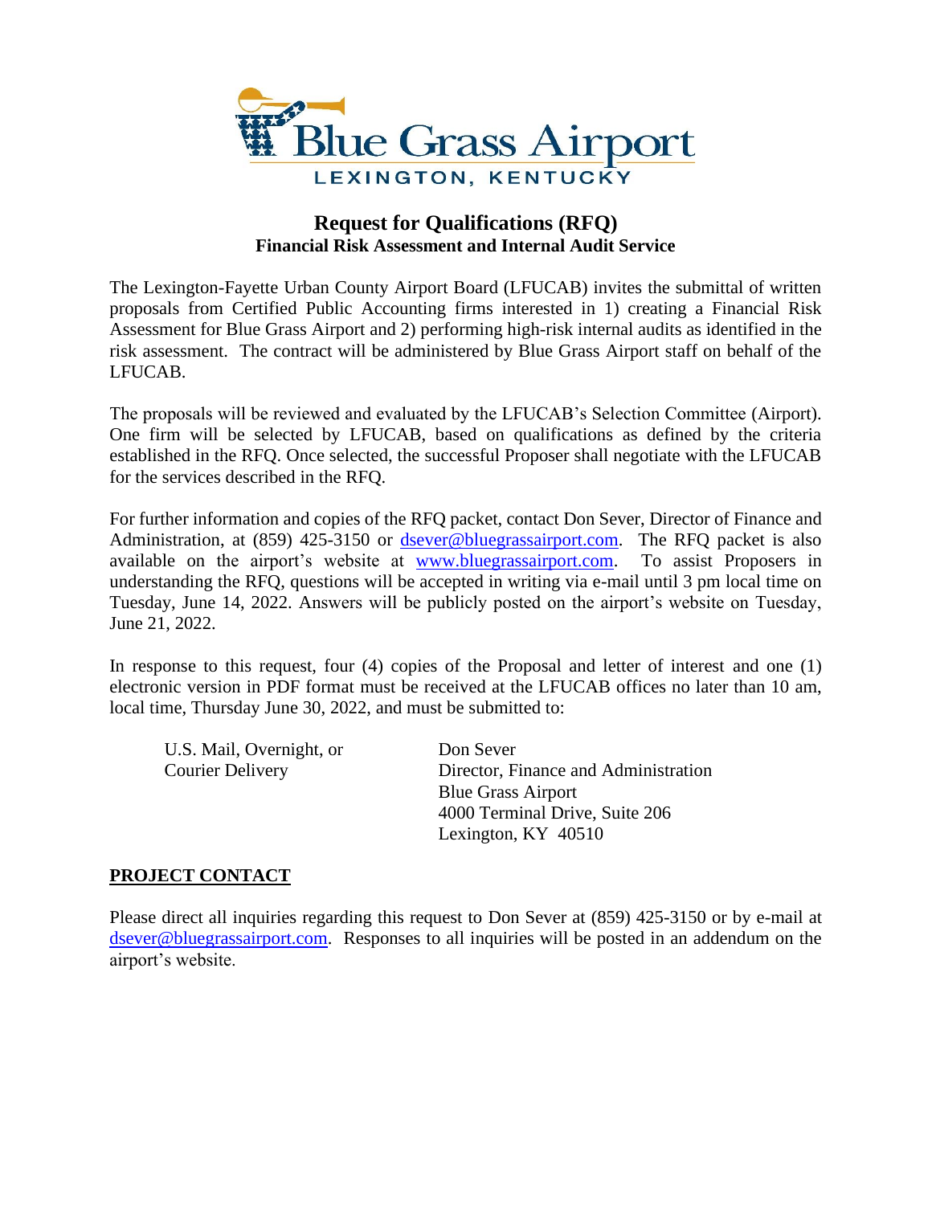Blue Grass Airport

LEXINGTON, KENTUCKY

# Request for Qualifications (RFQ)

## Financial Risk Assessment and Internal Audit Service

The Lexington-Fayette Urban County Airport Board (LFUCAB) invites the submittal of written proposals from Certified Public Accounting firms interested in 1) creating a Financial Risk Assessment for Blue Grass Airport and 2) performing high-risk internal audits as identified in the risk assessment. The contract will be administered by Blue Grass Airport staff on behalf of the LFUCAB.

The proposals will be reviewed and evaluated by the LFUCAB's Selection Committee (Airport). One firm will be selected by LFUCAB, based on qualifications as defined by the criteria established in the RFQ. Once selected, the successful Proposer shall negotiate with the LFUCAB for the services described in the RFQ.

For further information and copies of the RFQ packet, contact Don Sever, Director of Finance and Administration, at (859) 425-3150 or dsever@bluegrassairport.com. The RFQ packet is also available on the airport's website at www.bluegrassairport.com. To assist Proposers in understanding the RFQ, questions will be accepted in writing via e-mail until 3 pm local time on Tuesday, June 14, 2022. Answers will be publicly posted on the airport's website on Tuesday, June 21, 2022.

In response to this request, four (4) copies of the Proposal and letter of interest and one (1) electronic version in PDF format must be received at the LFUCAB offices no later than 10 am, local time, Thursday June 30, 2022, and must be submitted to:

U.S. Mail, Overnight, or Courier Delivery

Don Sever
Director, Finance and Administration
Blue Grass Airport
4000 Terminal Drive, Suite 206
Lexington, KY 40510

## PROJECT CONTACT

Please direct all inquiries regarding this request to Don Sever at (859) 425-3150 or by e-mail at dsever@bluegrassairport.com. Responses to all inquiries will be posted in an addendum on the airport's website.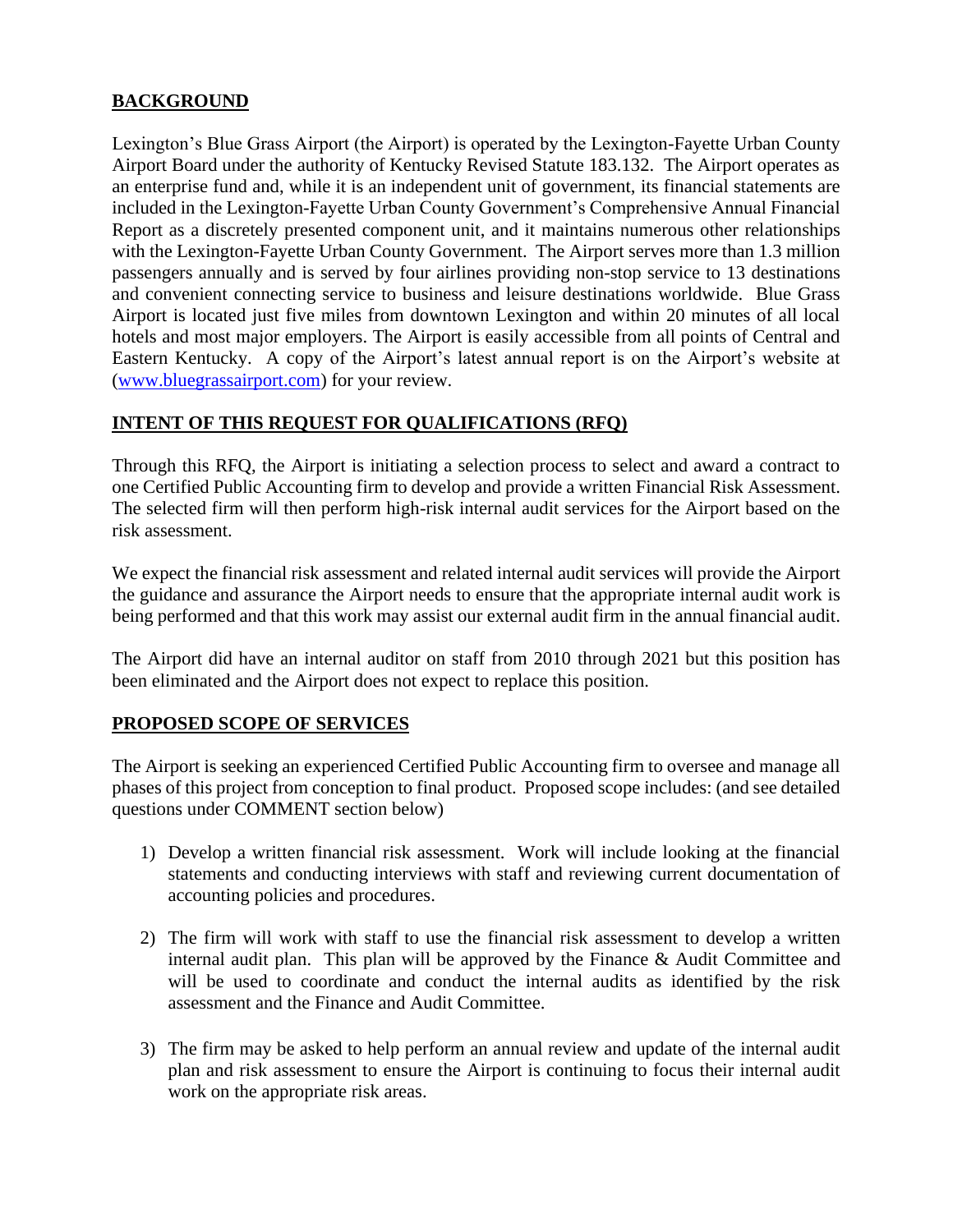## BACKGROUND

Lexington's Blue Grass Airport (the Airport) is operated by the Lexington-Fayette Urban County Airport Board under the authority of Kentucky Revised Statute 183.132. The Airport operates as an enterprise fund and, while it is an independent unit of government, its financial statements are included in the Lexington-Fayette Urban County Government's Comprehensive Annual Financial Report as a discretely presented component unit, and it maintains numerous other relationships with the Lexington-Fayette Urban County Government. The Airport serves more than 1.3 million passengers annually and is served by four airlines providing non-stop service to 13 destinations and convenient connecting service to business and leisure destinations worldwide. Blue Grass Airport is located just five miles from downtown Lexington and within 20 minutes of all local hotels and most major employers. The Airport is easily accessible from all points of Central and Eastern Kentucky. A copy of the Airport's latest annual report is on the Airport's website at (www.bluegrassairport.com) for your review.

## INTENT OF THIS REQUEST FOR QUALIFICATIONS (RFQ)

Through this RFQ, the Airport is initiating a selection process to select and award a contract to one Certified Public Accounting firm to develop and provide a written Financial Risk Assessment. The selected firm will then perform high-risk internal audit services for the Airport based on the risk assessment.

We expect the financial risk assessment and related internal audit services will provide the Airport the guidance and assurance the Airport needs to ensure that the appropriate internal audit work is being performed and that this work may assist our external audit firm in the annual financial audit.

The Airport did have an internal auditor on staff from 2010 through 2021 but this position has been eliminated and the Airport does not expect to replace this position.

## PROPOSED SCOPE OF SERVICES

The Airport is seeking an experienced Certified Public Accounting firm to oversee and manage all phases of this project from conception to final product. Proposed scope includes: (and see detailed questions under COMMENT section below)

1) Develop a written financial risk assessment. Work will include looking at the financial statements and conducting interviews with staff and reviewing current documentation of accounting policies and procedures.

2) The firm will work with staff to use the financial risk assessment to develop a written internal audit plan. This plan will be approved by the Finance & Audit Committee and will be used to coordinate and conduct the internal audits as identified by the risk assessment and the Finance and Audit Committee.

3) The firm may be asked to help perform an annual review and update of the internal audit plan and risk assessment to ensure the Airport is continuing to focus their internal audit work on the appropriate risk areas.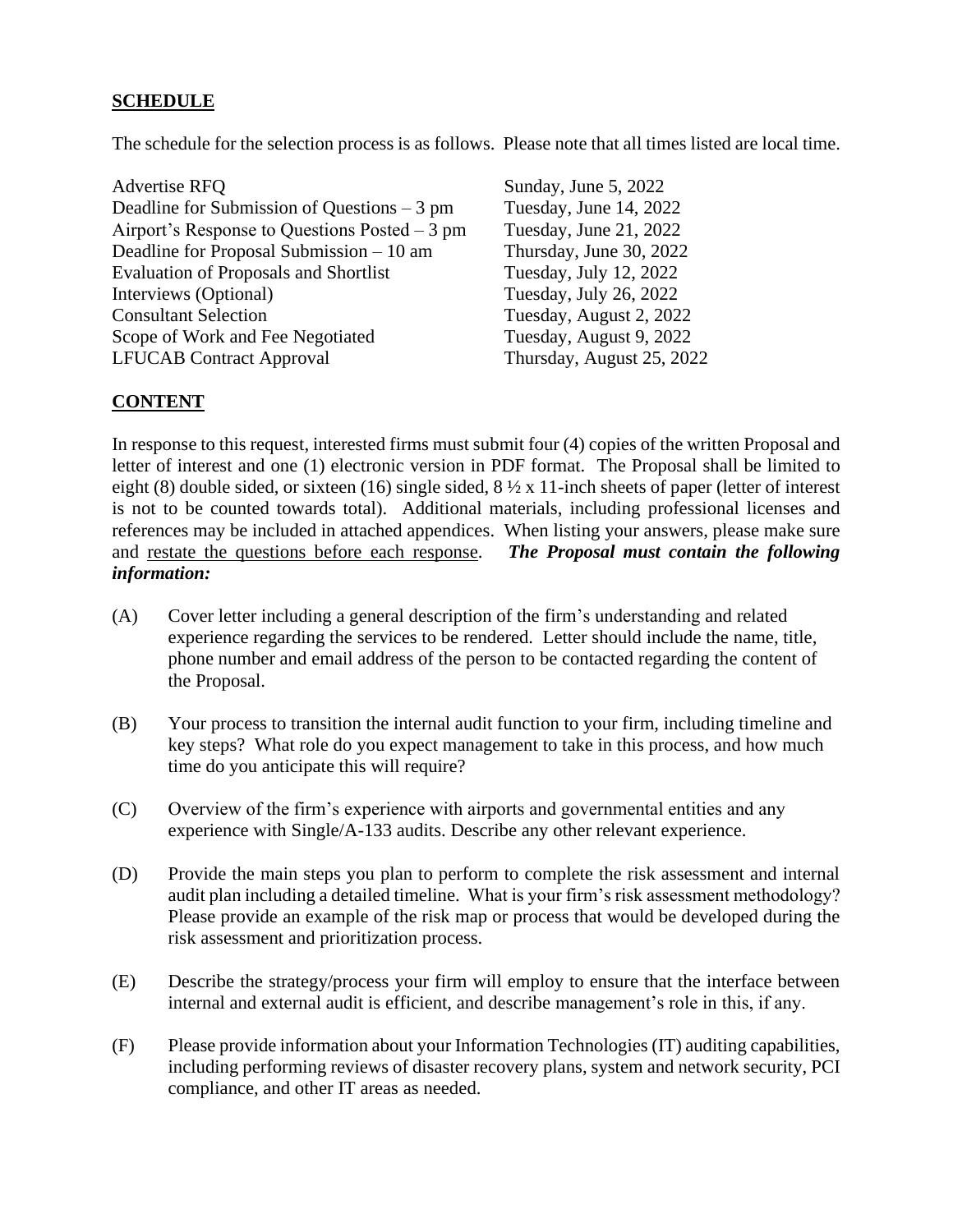## SCHEDULE

The schedule for the selection process is as follows. Please note that all times listed are local time.

| | |
|---|---|
| Advertise RFQ | Sunday, June 5, 2022 |
| Deadline for Submission of Questions – 3 pm | Tuesday, June 14, 2022 |
| Airport's Response to Questions Posted – 3 pm | Tuesday, June 21, 2022 |
| Deadline for Proposal Submission – 10 am | Thursday, June 30, 2022 |
| Evaluation of Proposals and Shortlist | Tuesday, July 12, 2022 |
| Interviews (Optional) | Tuesday, July 26, 2022 |
| Consultant Selection | Tuesday, August 2, 2022 |
| Scope of Work and Fee Negotiated | Tuesday, August 9, 2022 |
| LFUCAB Contract Approval | Thursday, August 25, 2022 |

## CONTENT

In response to this request, interested firms must submit four (4) copies of the written Proposal and letter of interest and one (1) electronic version in PDF format. The Proposal shall be limited to eight (8) double sided, or sixteen (16) single sided, 8 ½ x 11-inch sheets of paper (letter of interest is not to be counted towards total). Additional materials, including professional licenses and references may be included in attached appendices. When listing your answers, please make sure and restate the questions before each response. ***The Proposal must contain the following information:***

(A) Cover letter including a general description of the firm's understanding and related experience regarding the services to be rendered. Letter should include the name, title, phone number and email address of the person to be contacted regarding the content of the Proposal.

(B) Your process to transition the internal audit function to your firm, including timeline and key steps? What role do you expect management to take in this process, and how much time do you anticipate this will require?

(C) Overview of the firm's experience with airports and governmental entities and any experience with Single/A-133 audits. Describe any other relevant experience.

(D) Provide the main steps you plan to perform to complete the risk assessment and internal audit plan including a detailed timeline. What is your firm's risk assessment methodology? Please provide an example of the risk map or process that would be developed during the risk assessment and prioritization process.

(E) Describe the strategy/process your firm will employ to ensure that the interface between internal and external audit is efficient, and describe management's role in this, if any.

(F) Please provide information about your Information Technologies (IT) auditing capabilities, including performing reviews of disaster recovery plans, system and network security, PCI compliance, and other IT areas as needed.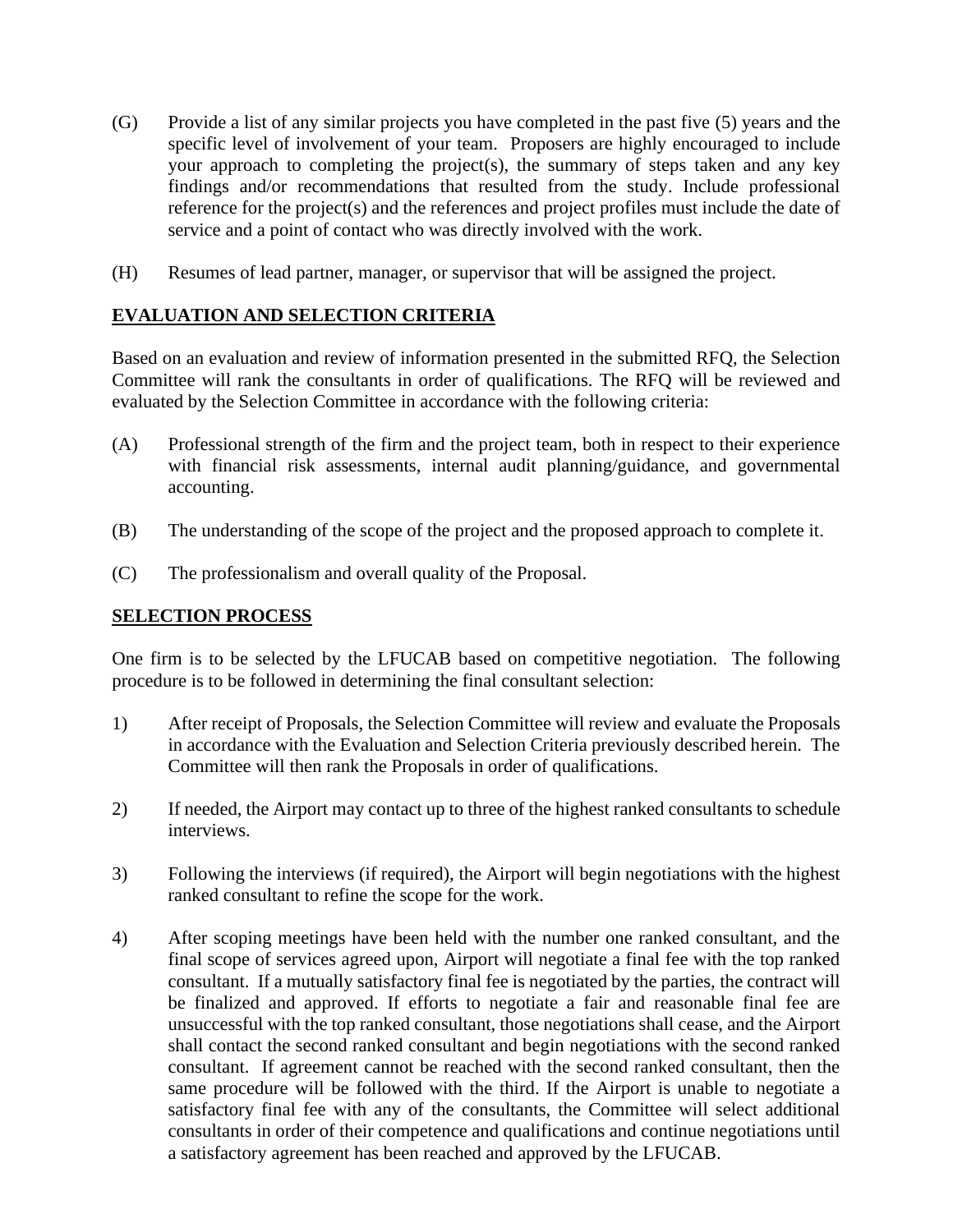(G) Provide a list of any similar projects you have completed in the past five (5) years and the specific level of involvement of your team. Proposers are highly encouraged to include your approach to completing the project(s), the summary of steps taken and any key findings and/or recommendations that resulted from the study. Include professional reference for the project(s) and the references and project profiles must include the date of service and a point of contact who was directly involved with the work.

(H) Resumes of lead partner, manager, or supervisor that will be assigned the project.

## EVALUATION AND SELECTION CRITERIA

Based on an evaluation and review of information presented in the submitted RFQ, the Selection Committee will rank the consultants in order of qualifications. The RFQ will be reviewed and evaluated by the Selection Committee in accordance with the following criteria:

(A) Professional strength of the firm and the project team, both in respect to their experience with financial risk assessments, internal audit planning/guidance, and governmental accounting.

(B) The understanding of the scope of the project and the proposed approach to complete it.

(C) The professionalism and overall quality of the Proposal.

## SELECTION PROCESS

One firm is to be selected by the LFUCAB based on competitive negotiation. The following procedure is to be followed in determining the final consultant selection:

1) After receipt of Proposals, the Selection Committee will review and evaluate the Proposals in accordance with the Evaluation and Selection Criteria previously described herein. The Committee will then rank the Proposals in order of qualifications.

2) If needed, the Airport may contact up to three of the highest ranked consultants to schedule interviews.

3) Following the interviews (if required), the Airport will begin negotiations with the highest ranked consultant to refine the scope for the work.

4) After scoping meetings have been held with the number one ranked consultant, and the final scope of services agreed upon, Airport will negotiate a final fee with the top ranked consultant. If a mutually satisfactory final fee is negotiated by the parties, the contract will be finalized and approved. If efforts to negotiate a fair and reasonable final fee are unsuccessful with the top ranked consultant, those negotiations shall cease, and the Airport shall contact the second ranked consultant and begin negotiations with the second ranked consultant. If agreement cannot be reached with the second ranked consultant, then the same procedure will be followed with the third. If the Airport is unable to negotiate a satisfactory final fee with any of the consultants, the Committee will select additional consultants in order of their competence and qualifications and continue negotiations until a satisfactory agreement has been reached and approved by the LFUCAB.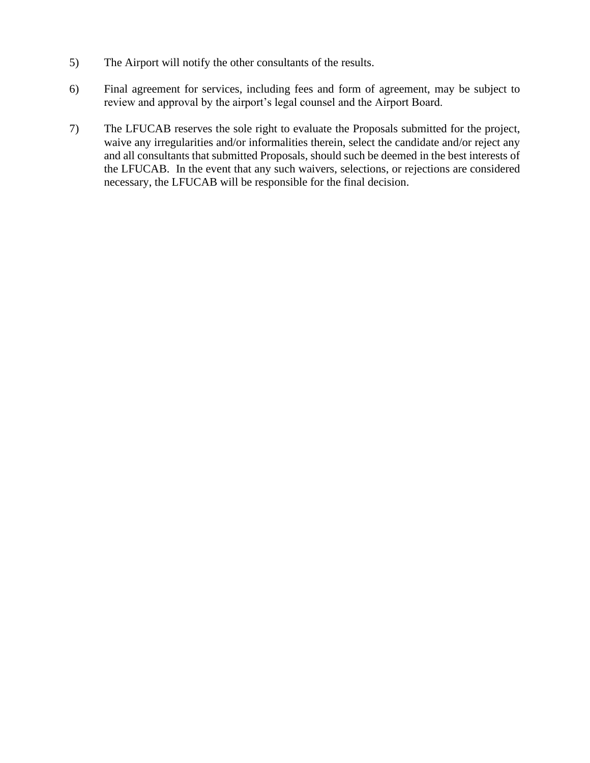5) The Airport will notify the other consultants of the results.

6) Final agreement for services, including fees and form of agreement, may be subject to review and approval by the airport's legal counsel and the Airport Board.

7) The LFUCAB reserves the sole right to evaluate the Proposals submitted for the project, waive any irregularities and/or informalities therein, select the candidate and/or reject any and all consultants that submitted Proposals, should such be deemed in the best interests of the LFUCAB. In the event that any such waivers, selections, or rejections are considered necessary, the LFUCAB will be responsible for the final decision.